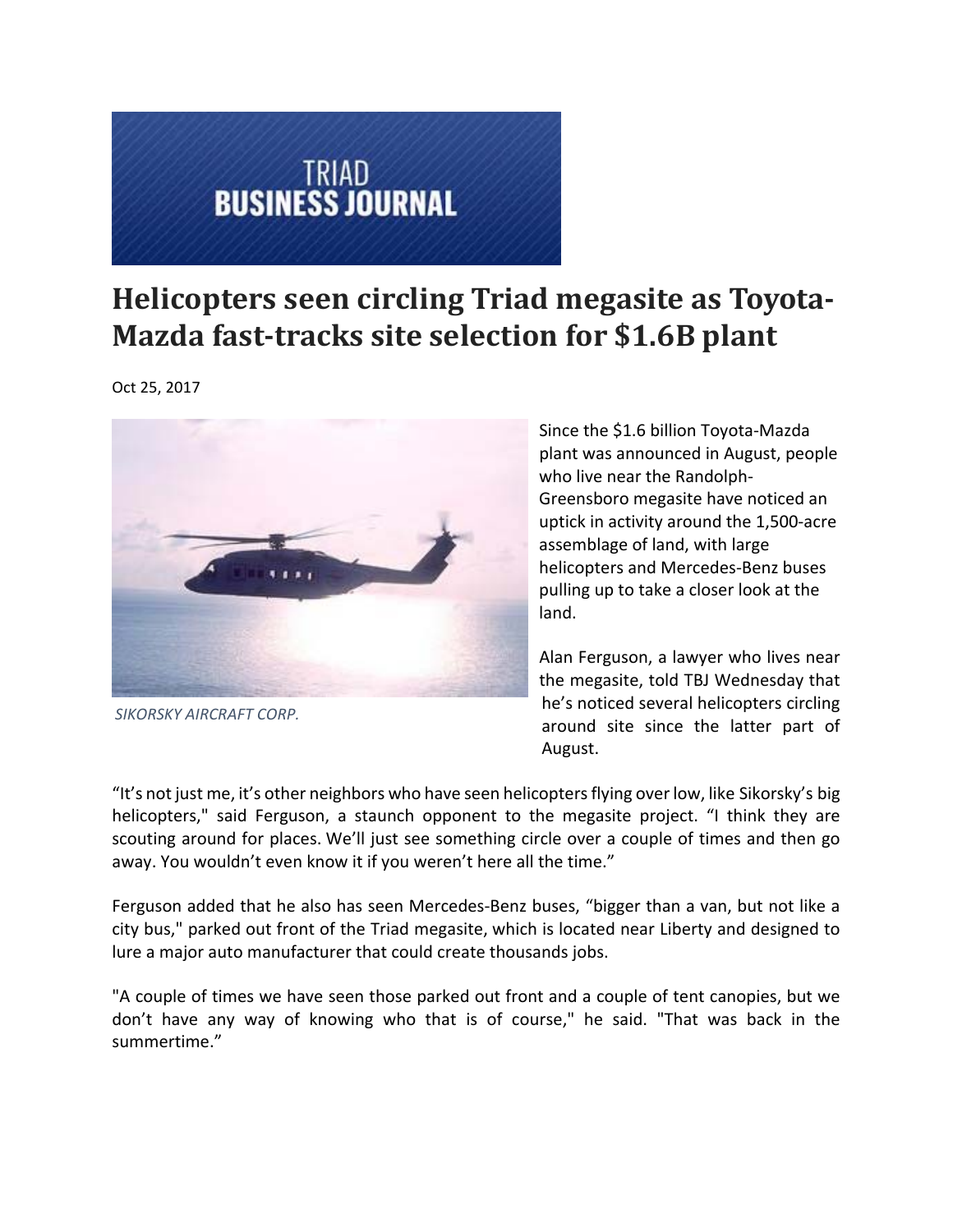TRIAD BUSINESS JOURNAL

# Helicopters seen circling Triad megasite as Toyota-Mazda fast-tracks site selection for $1.6B plant

Oct 25, 2017

*SIKORSKY AIRCRAFT CORP.*

Since the $1.6 billion Toyota-Mazda plant was announced in August, people who live near the Randolph-Greensboro megasite have noticed an uptick in activity around the 1,500-acre assemblage of land, with large helicopters and Mercedes-Benz buses pulling up to take a closer look at the land.

Alan Ferguson, a lawyer who lives near the megasite, told TBJ Wednesday that he's noticed several helicopters circling around site since the latter part of August.

"It's not just me, it's other neighbors who have seen helicopters flying over low, like Sikorsky's big helicopters," said Ferguson, a staunch opponent to the megasite project. "I think they are scouting around for places. We'll just see something circle over a couple of times and then go away. You wouldn't even know it if you weren't here all the time."

Ferguson added that he also has seen Mercedes-Benz buses, "bigger than a van, but not like a city bus," parked out front of the Triad megasite, which is located near Liberty and designed to lure a major auto manufacturer that could create thousands jobs.

"A couple of times we have seen those parked out front and a couple of tent canopies, but we don't have any way of knowing who that is of course," he said. "That was back in the summertime."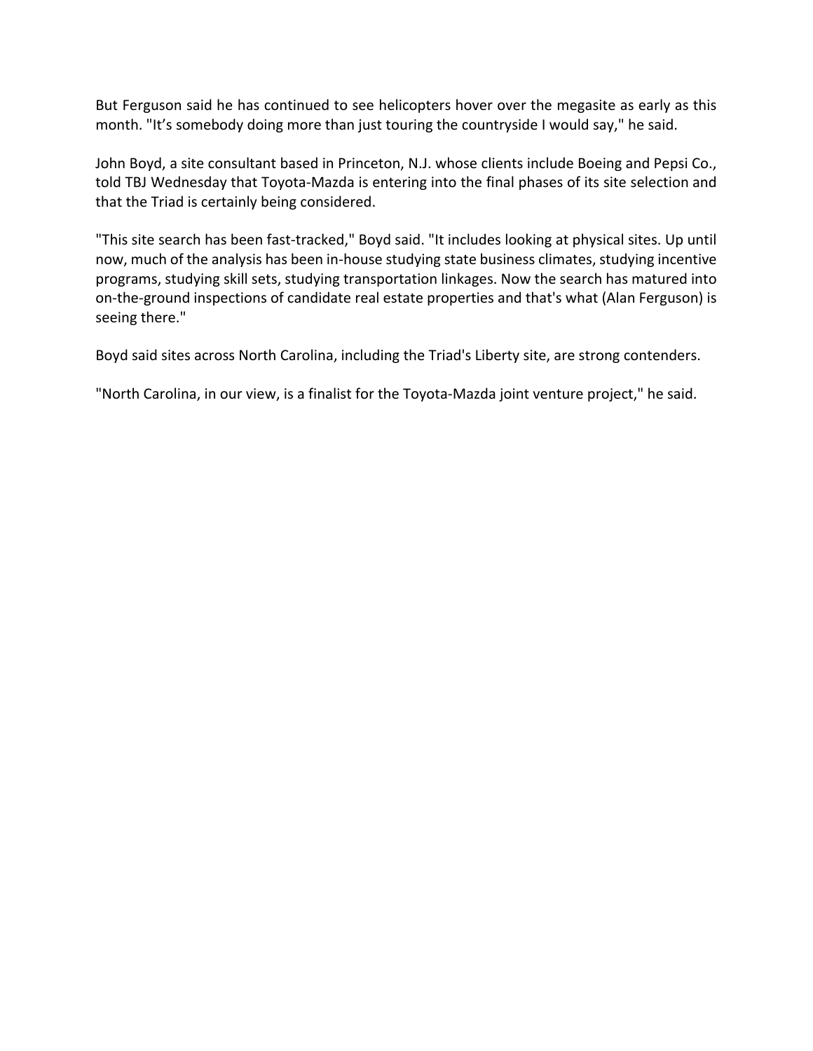But Ferguson said he has continued to see helicopters hover over the megasite as early as this month. "It's somebody doing more than just touring the countryside I would say," he said.

John Boyd, a site consultant based in Princeton, N.J. whose clients include Boeing and Pepsi Co., told TBJ Wednesday that Toyota-Mazda is entering into the final phases of its site selection and that the Triad is certainly being considered.

"This site search has been fast-tracked," Boyd said. "It includes looking at physical sites. Up until now, much of the analysis has been in-house studying state business climates, studying incentive programs, studying skill sets, studying transportation linkages. Now the search has matured into on-the-ground inspections of candidate real estate properties and that's what (Alan Ferguson) is seeing there."

Boyd said sites across North Carolina, including the Triad's Liberty site, are strong contenders.

"North Carolina, in our view, is a finalist for the Toyota-Mazda joint venture project," he said.